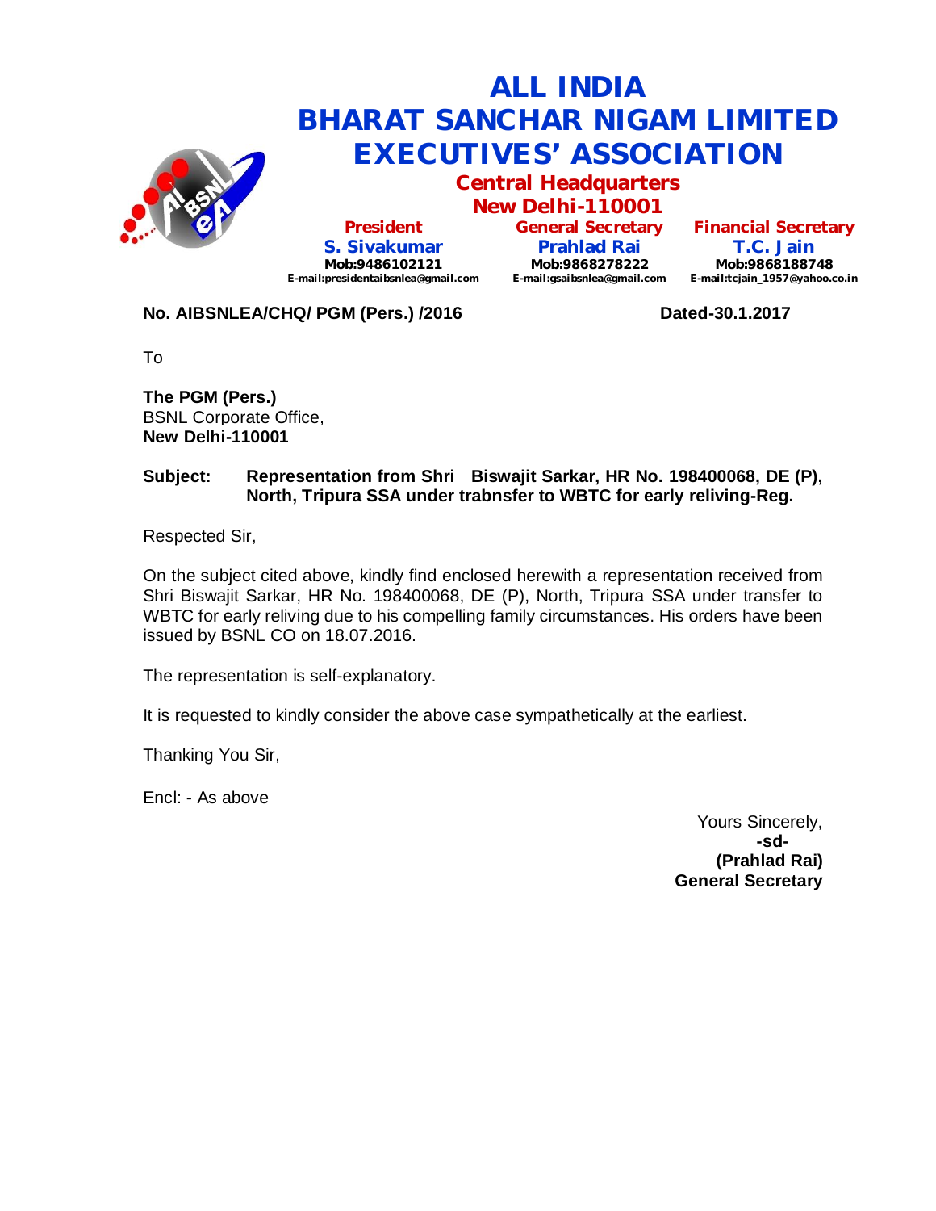# ALL INDIA BHARAT SANCHAR NIGAM LIMITED EXECUTIVES' ASSOCIATION

## Central Headquarters
## New Delhi-110001

| President | General Secretary | Financial Secretary |
|---|---|---|
| S. Sivakumar | Prahlad Rai | T.C. Jain |
| Mob:9486102121 | Mob:9868278222 | Mob:9868188748 |
| E-mail:presidentaibsnlea@gmail.com | E-mail:gsaibsnlea@gmail.com | E-mail:tcjain_1957@yahoo.co.in |

**No. AIBSNLEA/CHQ/ PGM (Pers.) /2016** **Dated-30.1.2017**

To

**The PGM (Pers.)**
BSNL Corporate Office,
**New Delhi-110001**

**Subject: Representation from Shri Biswajit Sarkar, HR No. 198400068, DE (P), North, Tripura SSA under trabnsfer to WBTC for early reliving-Reg.**

Respected Sir,

On the subject cited above, kindly find enclosed herewith a representation received from Shri Biswajit Sarkar, HR No. 198400068, DE (P), North, Tripura SSA under transfer to WBTC for early reliving due to his compelling family circumstances. His orders have been issued by BSNL CO on 18.07.2016.

The representation is self-explanatory.

It is requested to kindly consider the above case sympathetically at the earliest.

Thanking You Sir,

Encl: - As above

Yours Sincerely,
**-sd-**
**(Prahlad Rai)**
**General Secretary**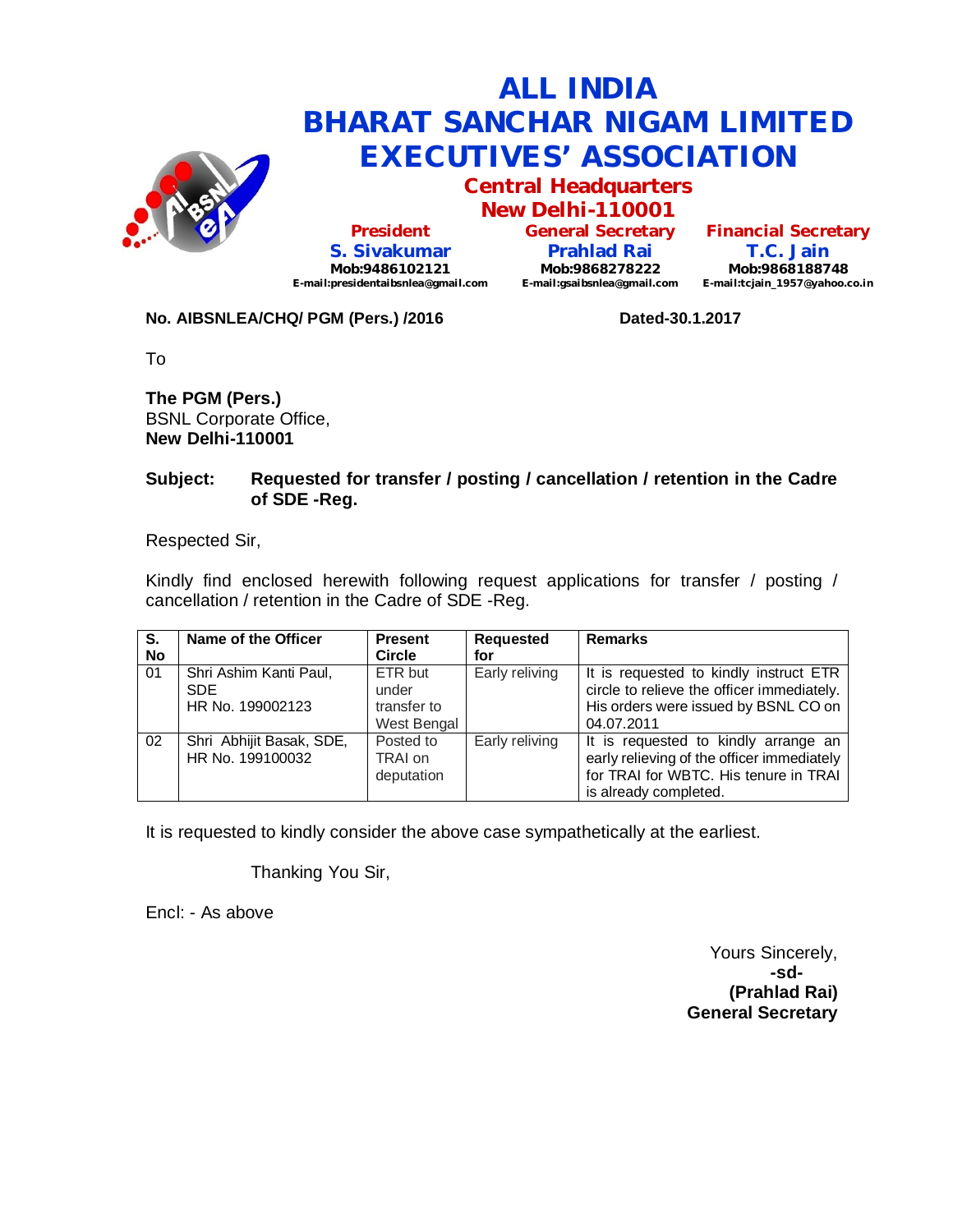# ALL INDIA BHARAT SANCHAR NIGAM LIMITED EXECUTIVES' ASSOCIATION

## Central Headquarters New Delhi-110001

| President | General Secretary | Financial Secretary |
|---|---|---|
| S. Sivakumar | Prahlad Rai | T.C. Jain |
| Mob:9486102121 | Mob:9868278222 | Mob:9868188748 |
| E-mail:presidentaibsnlea@gmail.com | E-mail:gsaibsnlea@gmail.com | E-mail:tcjain_1957@yahoo.co.in |

**No. AIBSNLEA/CHQ/ PGM (Pers.) /2016** **Dated-30.1.2017**

To

**The PGM (Pers.)**
BSNL Corporate Office,
**New Delhi-110001**

**Subject: Requested for transfer / posting / cancellation / retention in the Cadre of SDE -Reg.**

Respected Sir,

Kindly find enclosed herewith following request applications for transfer / posting / cancellation / retention in the Cadre of SDE -Reg.

| S. No | Name of the Officer | Present Circle | Requested for | Remarks |
|---|---|---|---|---|
| 01 | Shri Ashim Kanti Paul, SDE HR No. 199002123 | ETR but under transfer to West Bengal | Early reliving | It is requested to kindly instruct ETR circle to relieve the officer immediately. His orders were issued by BSNL CO on 04.07.2011 |
| 02 | Shri Abhijit Basak, SDE, HR No. 199100032 | Posted to TRAI on deputation | Early reliving | It is requested to kindly arrange an early relieving of the officer immediately for TRAI for WBTC. His tenure in TRAI is already completed. |

It is requested to kindly consider the above case sympathetically at the earliest.

Thanking You Sir,

Encl: - As above

Yours Sincerely,
**-sd-**
**(Prahlad Rai)**
**General Secretary**